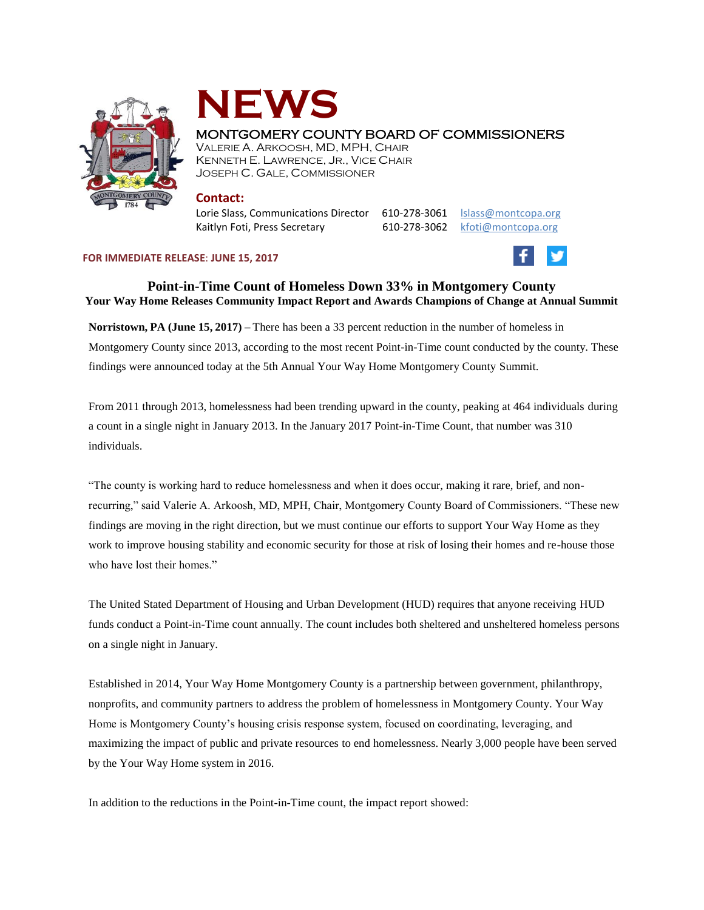# NEWS

MONTGOMERY COUNTY BOARD OF COMMISSIONERS
VALERIE A. ARKOOSH, MD, MPH, CHAIR
KENNETH E. LAWRENCE, JR., VICE CHAIR
JOSEPH C. GALE, COMMISSIONER

**Contact:**

| | | |
|---|---|---|
| Lorie Slass, Communications Director | 610-278-3061 | lslass@montcopa.org |
| Kaitlyn Foti, Press Secretary | 610-278-3062 | kfoti@montcopa.org |

**FOR IMMEDIATE RELEASE: JUNE 15, 2017**

## Point-in-Time Count of Homeless Down 33% in Montgomery County

### Your Way Home Releases Community Impact Report and Awards Champions of Change at Annual Summit

**Norristown, PA (June 15, 2017) –** There has been a 33 percent reduction in the number of homeless in Montgomery County since 2013, according to the most recent Point-in-Time count conducted by the county. These findings were announced today at the 5th Annual Your Way Home Montgomery County Summit.

From 2011 through 2013, homelessness had been trending upward in the county, peaking at 464 individuals during a count in a single night in January 2013. In the January 2017 Point-in-Time Count, that number was 310 individuals.

"The county is working hard to reduce homelessness and when it does occur, making it rare, brief, and non-recurring," said Valerie A. Arkoosh, MD, MPH, Chair, Montgomery County Board of Commissioners. "These new findings are moving in the right direction, but we must continue our efforts to support Your Way Home as they work to improve housing stability and economic security for those at risk of losing their homes and re-house those who have lost their homes."

The United Stated Department of Housing and Urban Development (HUD) requires that anyone receiving HUD funds conduct a Point-in-Time count annually. The count includes both sheltered and unsheltered homeless persons on a single night in January.

Established in 2014, Your Way Home Montgomery County is a partnership between government, philanthropy, nonprofits, and community partners to address the problem of homelessness in Montgomery County. Your Way Home is Montgomery County's housing crisis response system, focused on coordinating, leveraging, and maximizing the impact of public and private resources to end homelessness. Nearly 3,000 people have been served by the Your Way Home system in 2016.

In addition to the reductions in the Point-in-Time count, the impact report showed: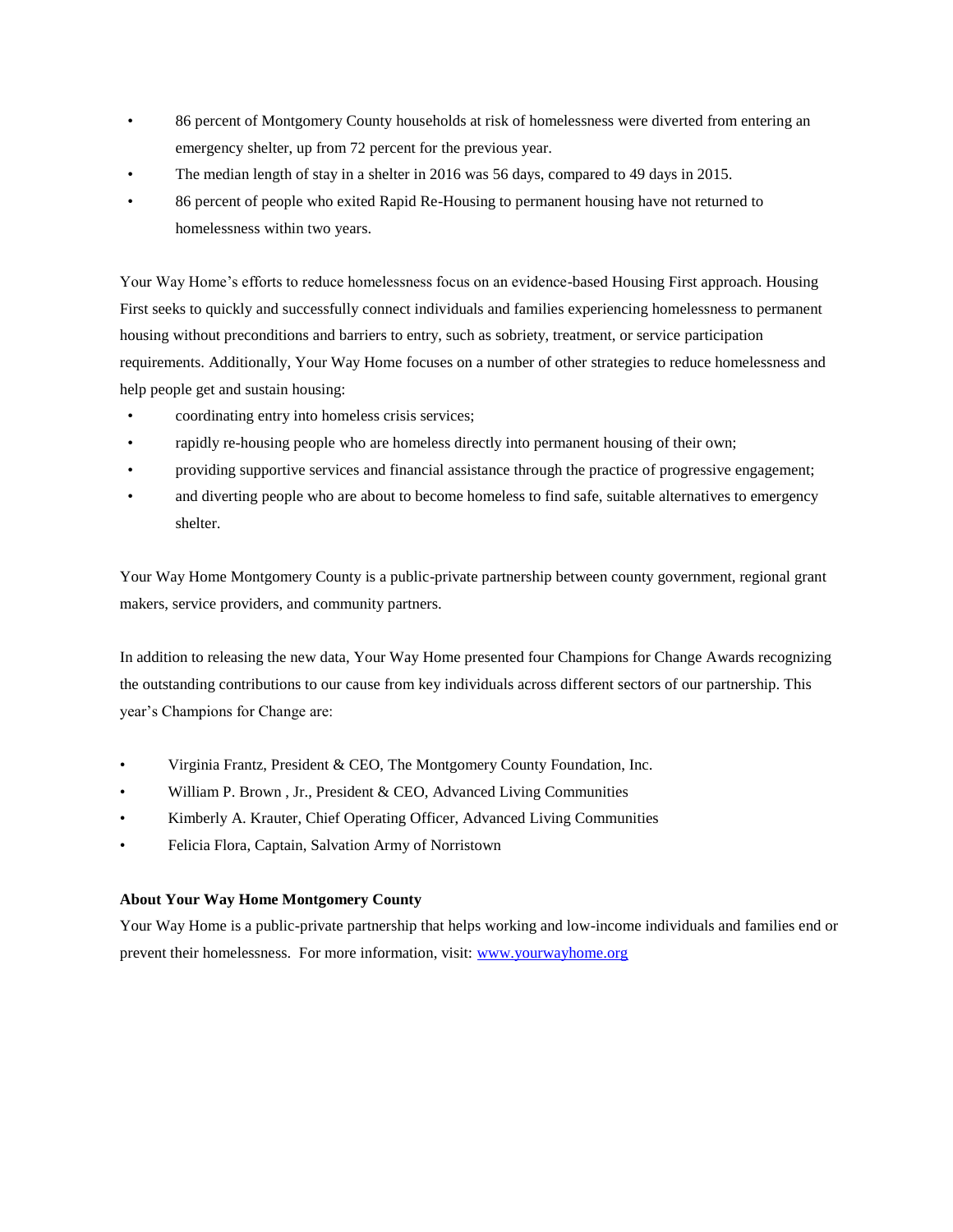- 86 percent of Montgomery County households at risk of homelessness were diverted from entering an emergency shelter, up from 72 percent for the previous year.
- The median length of stay in a shelter in 2016 was 56 days, compared to 49 days in 2015.
- 86 percent of people who exited Rapid Re-Housing to permanent housing have not returned to homelessness within two years.

Your Way Home's efforts to reduce homelessness focus on an evidence-based Housing First approach. Housing First seeks to quickly and successfully connect individuals and families experiencing homelessness to permanent housing without preconditions and barriers to entry, such as sobriety, treatment, or service participation requirements. Additionally, Your Way Home focuses on a number of other strategies to reduce homelessness and help people get and sustain housing:

- coordinating entry into homeless crisis services;
- rapidly re-housing people who are homeless directly into permanent housing of their own;
- providing supportive services and financial assistance through the practice of progressive engagement;
- and diverting people who are about to become homeless to find safe, suitable alternatives to emergency shelter.

Your Way Home Montgomery County is a public-private partnership between county government, regional grant makers, service providers, and community partners.

In addition to releasing the new data, Your Way Home presented four Champions for Change Awards recognizing the outstanding contributions to our cause from key individuals across different sectors of our partnership. This year's Champions for Change are:

- Virginia Frantz, President & CEO, The Montgomery County Foundation, Inc.
- William P. Brown , Jr., President & CEO, Advanced Living Communities
- Kimberly A. Krauter, Chief Operating Officer, Advanced Living Communities
- Felicia Flora, Captain, Salvation Army of Norristown

**About Your Way Home Montgomery County**

Your Way Home is a public-private partnership that helps working and low-income individuals and families end or prevent their homelessness. For more information, visit: [www.yourwayhome.org](http://www.yourwayhome.org)